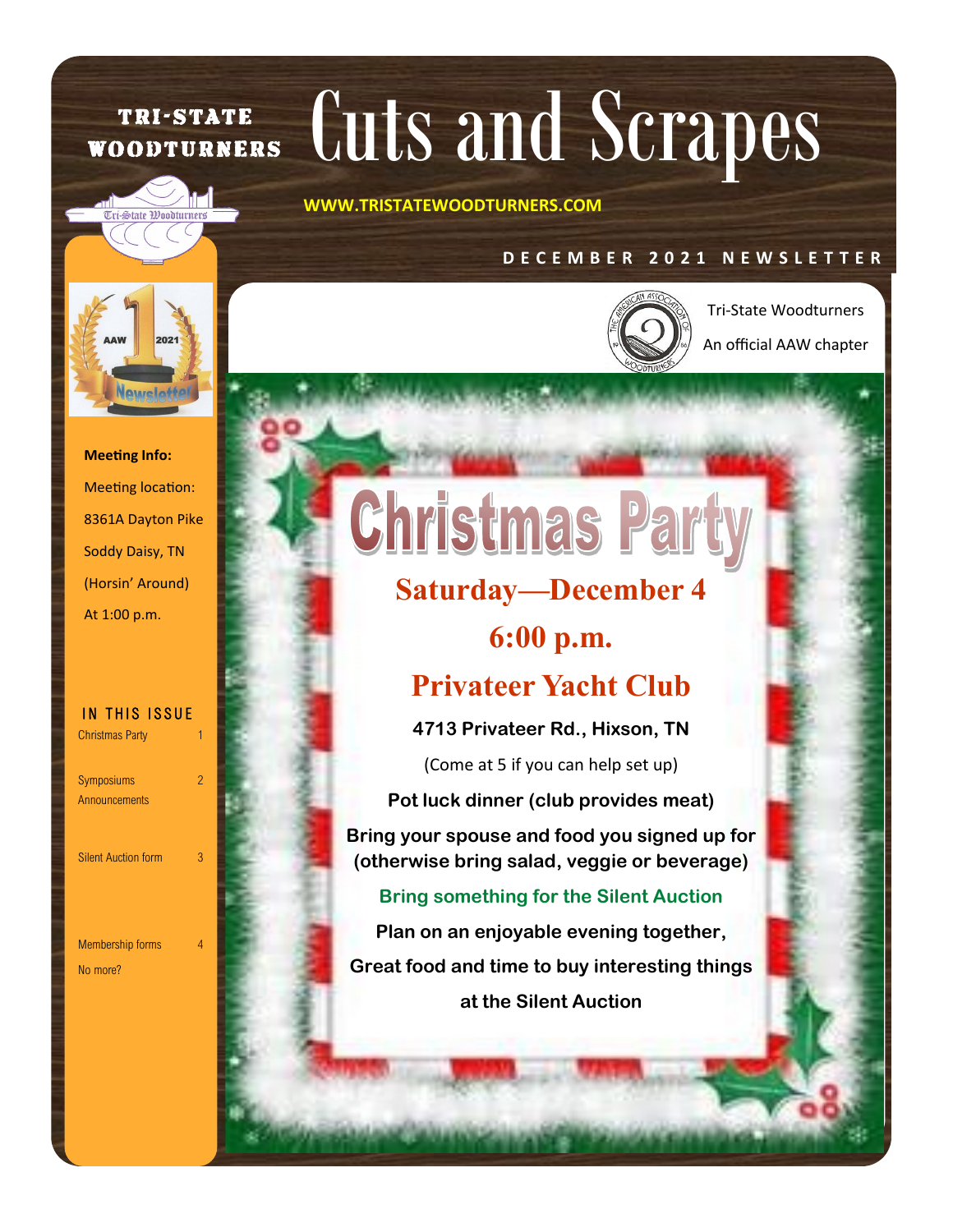# Cuts and Scrapes

**TRI-STATE WOODTURNERS**

WWW.TRISTATEWOODTURNERS.COM

DECEMBER 2021 NEWSLETTER

Tri-State Woodturners

An official AAW chapter

**Meeting Info:**

Meeting location:

8361A Dayton Pike

Soddy Daisy, TN

(Horsin' Around)

At 1:00 p.m.

**IN THIS ISSUE**

| | |
|---|---|
| Christmas Party | 1 |
| Symposiums Announcements | 2 |
| Silent Auction form | 3 |
| Membership forms | 4 |
| No more? | |

## Christmas Party

### Saturday—December 4

### 6:00 p.m.

### Privateer Yacht Club

**4713 Privateer Rd., Hixson, TN**

(Come at 5 if you can help set up)

**Pot luck dinner (club provides meat)**

**Bring your spouse and food you signed up for (otherwise bring salad, veggie or beverage)**

**Bring something for the Silent Auction**

**Plan on an enjoyable evening together,**

**Great food and time to buy interesting things**

**at the Silent Auction**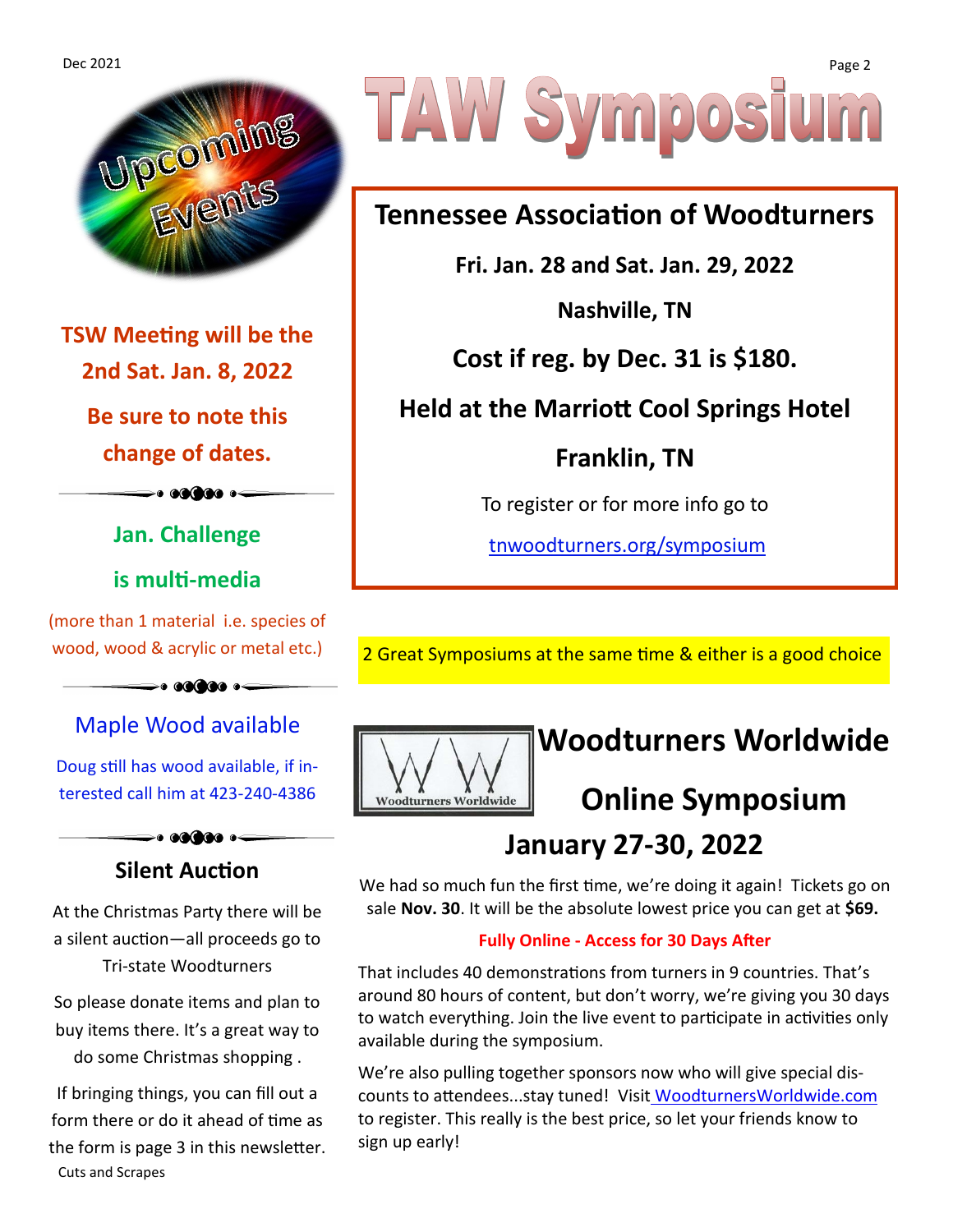# Upcoming Events

**TSW Meeting will be the 2nd Sat. Jan. 8, 2022**

**Be sure to note this change of dates.**

---

**Jan. Challenge is multi-media**

(more than 1 material i.e. species of wood, wood & acrylic or metal etc.)

---

## Maple Wood available

Doug still has wood available, if interested call him at 423-240-4386

---

## Silent Auction

At the Christmas Party there will be a silent auction—all proceeds go to Tri-state Woodturners

So please donate items and plan to buy items there. It's a great way to do some Christmas shopping .

If bringing things, you can fill out a form there or do it ahead of time as the form is page 3 in this newsletter.

# TAW Symposium

## Tennessee Association of Woodturners

**Fri. Jan. 28 and Sat. Jan. 29, 2022**

**Nashville, TN**

**Cost if reg. by Dec. 31 is $180.**

**Held at the Marriott Cool Springs Hotel**

**Franklin, TN**

To register or for more info go to

tnwoodturners.org/symposium

2 Great Symposiums at the same time & either is a good choice

## Woodturners Worldwide Online Symposium

## January 27-30, 2022

We had so much fun the first time, we're doing it again! Tickets go on sale **Nov. 30**. It will be the absolute lowest price you can get at **$69.**

**Fully Online - Access for 30 Days After**

That includes 40 demonstrations from turners in 9 countries. That's around 80 hours of content, but don't worry, we're giving you 30 days to watch everything. Join the live event to participate in activities only available during the symposium.

We're also pulling together sponsors now who will give special discounts to attendees...stay tuned! Visit WoodturnersWorldwide.com to register. This really is the best price, so let your friends know to sign up early!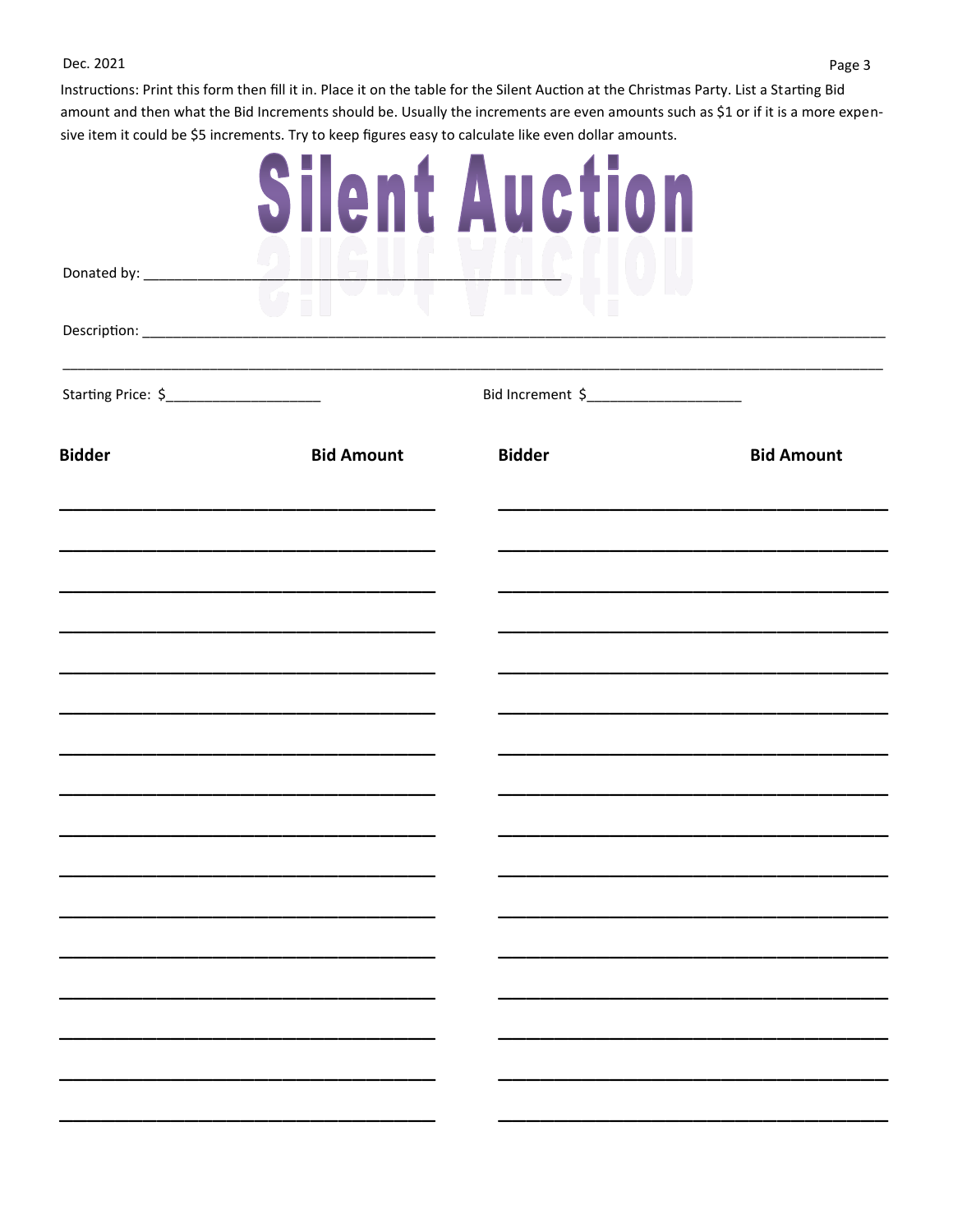Instructions: Print this form then fill it in. Place it on the table for the Silent Auction at the Christmas Party. List a Starting Bid amount and then what the Bid Increments should be. Usually the increments are even amounts such as $1 or if it is a more expensive item it could be $5 increments. Try to keep figures easy to calculate like even dollar amounts.

# Silent Auction

Donated by: ________________________________________________

Description: ______________________________________________________________________________________________

______________________________________________________________________________________________________

Starting Price: $___________________ Bid Increment $___________________

| Bidder | Bid Amount | Bidder | Bid Amount |
|---|---|---|---|
| | | | |
| | | | |
| | | | |
| | | | |
| | | | |
| | | | |
| | | | |
| | | | |
| | | | |
| | | | |
| | | | |
| | | | |
| | | | |
| | | | |
| | | | |
| | | | |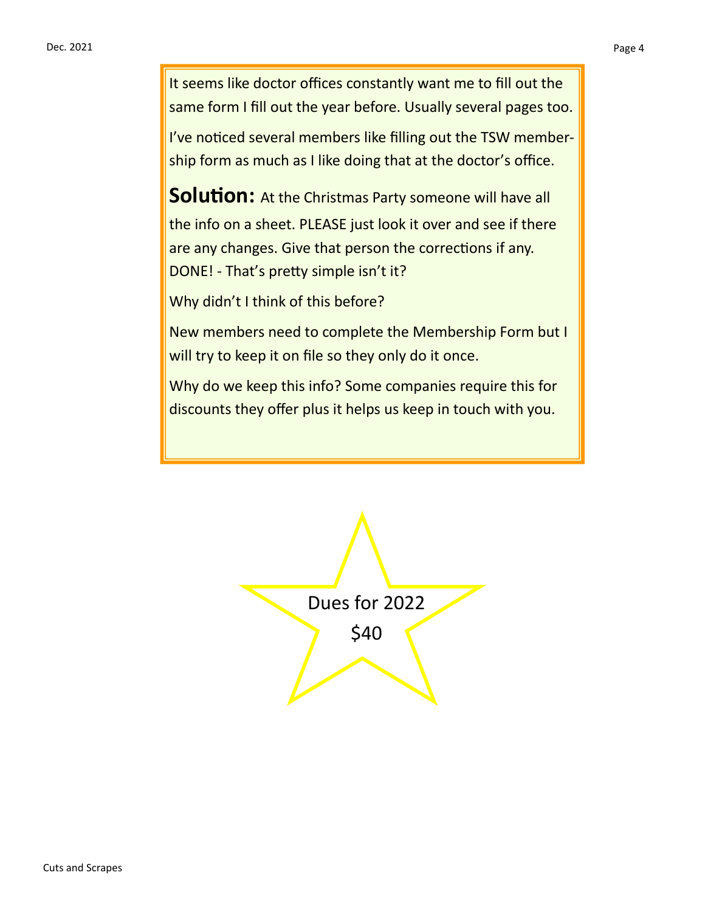It seems like doctor offices constantly want me to fill out the same form I fill out the year before. Usually several pages too.

I've noticed several members like filling out the TSW membership form as much as I like doing that at the doctor's office.

**Solution:** At the Christmas Party someone will have all the info on a sheet. PLEASE just look it over and see if there are any changes. Give that person the corrections if any. DONE! - That's pretty simple isn't it?

Why didn't I think of this before?

New members need to complete the Membership Form but I will try to keep it on file so they only do it once.

Why do we keep this info? Some companies require this for discounts they offer plus it helps us keep in touch with you.

Dues for 2022

$40